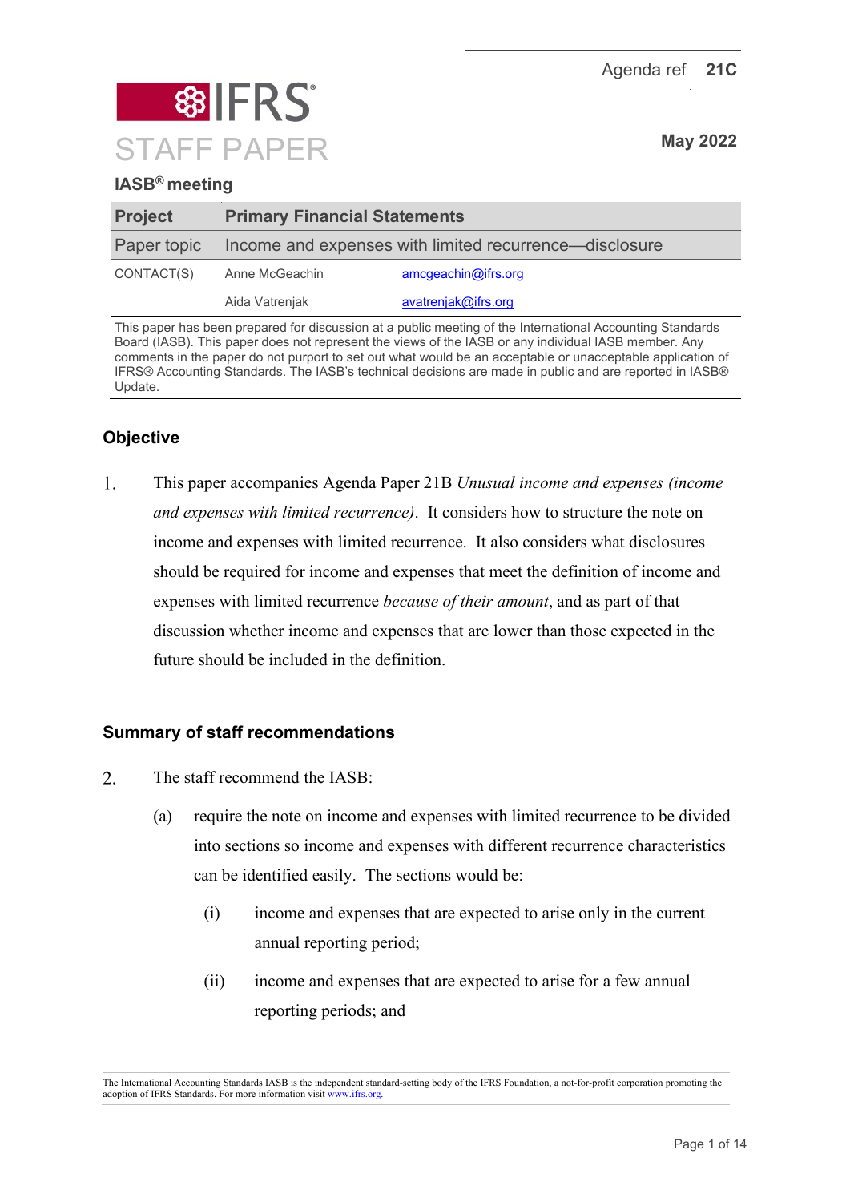Agenda ref **21C**

# IFRS STAFF PAPER

**May 2022**

**IASB® meeting**

| **Project** | **Primary Financial Statements** | |
|---|---|---|
| Paper topic | Income and expenses with limited recurrence—disclosure | |
| CONTACT(S) | Anne McGeachin | amcgeachin@ifrs.org |
| | Aida Vatrenjak | avatrenjak@ifrs.org |

This paper has been prepared for discussion at a public meeting of the International Accounting Standards Board (IASB). This paper does not represent the views of the IASB or any individual IASB member. Any comments in the paper do not purport to set out what would be an acceptable or unacceptable application of IFRS® Accounting Standards. The IASB's technical decisions are made in public and are reported in IASB® Update.

## Objective

1. This paper accompanies Agenda Paper 21B *Unusual income and expenses (income and expenses with limited recurrence)*. It considers how to structure the note on income and expenses with limited recurrence. It also considers what disclosures should be required for income and expenses that meet the definition of income and expenses with limited recurrence *because of their amount*, and as part of that discussion whether income and expenses that are lower than those expected in the future should be included in the definition.

## Summary of staff recommendations

2. The staff recommend the IASB:
   (a) require the note on income and expenses with limited recurrence to be divided into sections so income and expenses with different recurrence characteristics can be identified easily. The sections would be:
      (i) income and expenses that are expected to arise only in the current annual reporting period;
      (ii) income and expenses that are expected to arise for a few annual reporting periods; and

The International Accounting Standards IASB is the independent standard-setting body of the IFRS Foundation, a not-for-profit corporation promoting the adoption of IFRS Standards. For more information visit www.ifrs.org.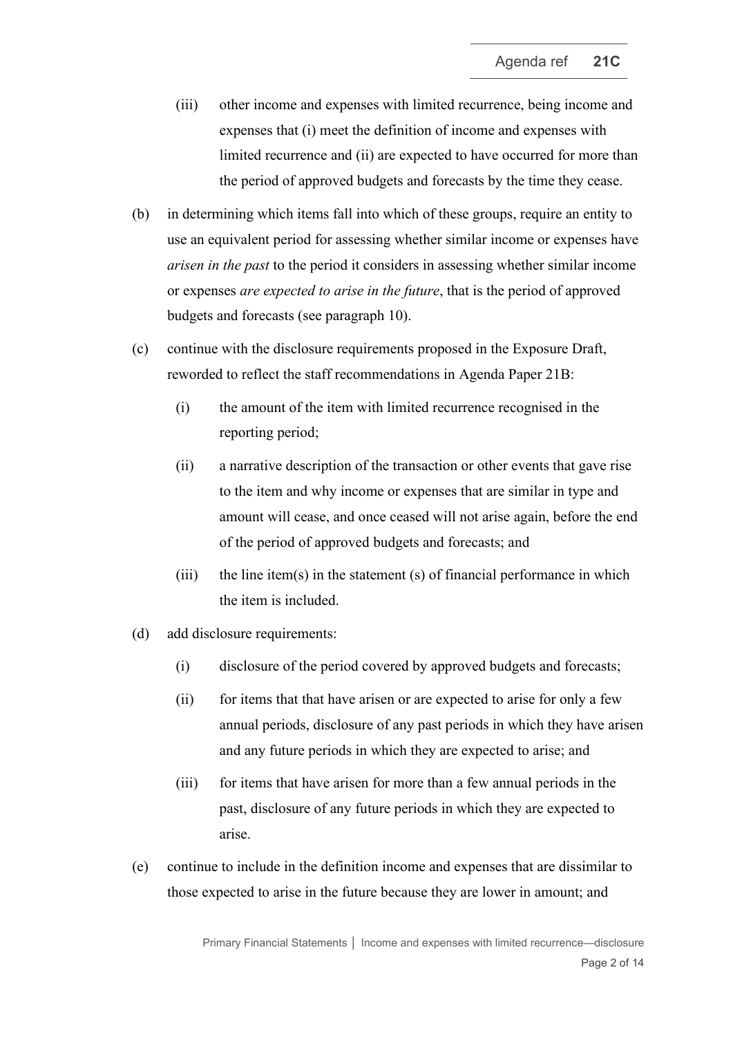(iii) other income and expenses with limited recurrence, being income and expenses that (i) meet the definition of income and expenses with limited recurrence and (ii) are expected to have occurred for more than the period of approved budgets and forecasts by the time they cease.

(b) in determining which items fall into which of these groups, require an entity to use an equivalent period for assessing whether similar income or expenses have *arisen in the past* to the period it considers in assessing whether similar income or expenses *are expected to arise in the future*, that is the period of approved budgets and forecasts (see paragraph 10).

(c) continue with the disclosure requirements proposed in the Exposure Draft, reworded to reflect the staff recommendations in Agenda Paper 21B:

   (i) the amount of the item with limited recurrence recognised in the reporting period;

   (ii) a narrative description of the transaction or other events that gave rise to the item and why income or expenses that are similar in type and amount will cease, and once ceased will not arise again, before the end of the period of approved budgets and forecasts; and

   (iii) the line item(s) in the statement (s) of financial performance in which the item is included.

(d) add disclosure requirements:

   (i) disclosure of the period covered by approved budgets and forecasts;

   (ii) for items that that have arisen or are expected to arise for only a few annual periods, disclosure of any past periods in which they have arisen and any future periods in which they are expected to arise; and

   (iii) for items that have arisen for more than a few annual periods in the past, disclosure of any future periods in which they are expected to arise.

(e) continue to include in the definition income and expenses that are dissimilar to those expected to arise in the future because they are lower in amount; and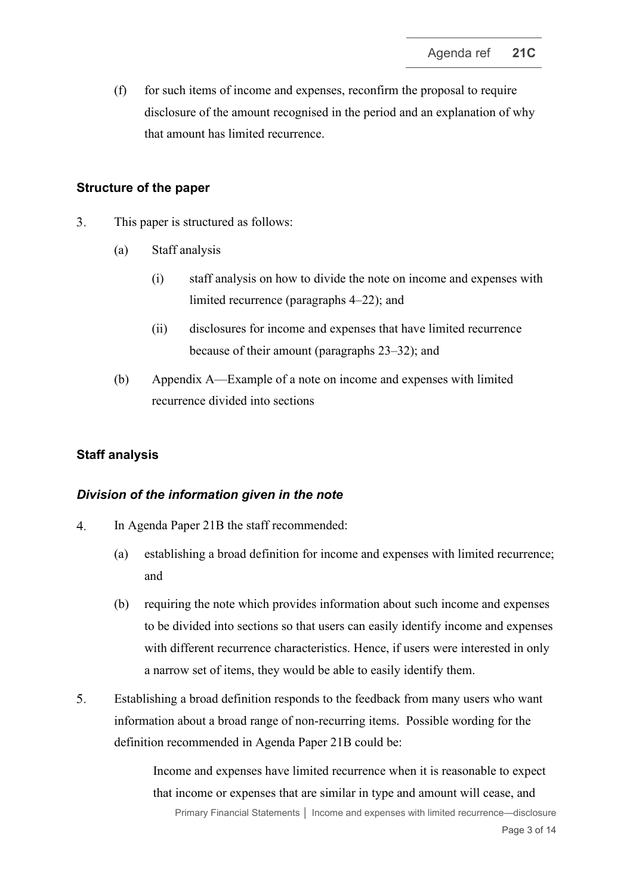(f) for such items of income and expenses, reconfirm the proposal to require disclosure of the amount recognised in the period and an explanation of why that amount has limited recurrence.

## Structure of the paper

3. This paper is structured as follows:

   (a) Staff analysis

      (i) staff analysis on how to divide the note on income and expenses with limited recurrence (paragraphs 4–22); and

      (ii) disclosures for income and expenses that have limited recurrence because of their amount (paragraphs 23–32); and

   (b) Appendix A—Example of a note on income and expenses with limited recurrence divided into sections

## Staff analysis

### *Division of the information given in the note*

4. In Agenda Paper 21B the staff recommended:

   (a) establishing a broad definition for income and expenses with limited recurrence; and

   (b) requiring the note which provides information about such income and expenses to be divided into sections so that users can easily identify income and expenses with different recurrence characteristics. Hence, if users were interested in only a narrow set of items, they would be able to easily identify them.

5. Establishing a broad definition responds to the feedback from many users who want information about a broad range of non-recurring items. Possible wording for the definition recommended in Agenda Paper 21B could be:

   > Income and expenses have limited recurrence when it is reasonable to expect that income or expenses that are similar in type and amount will cease, and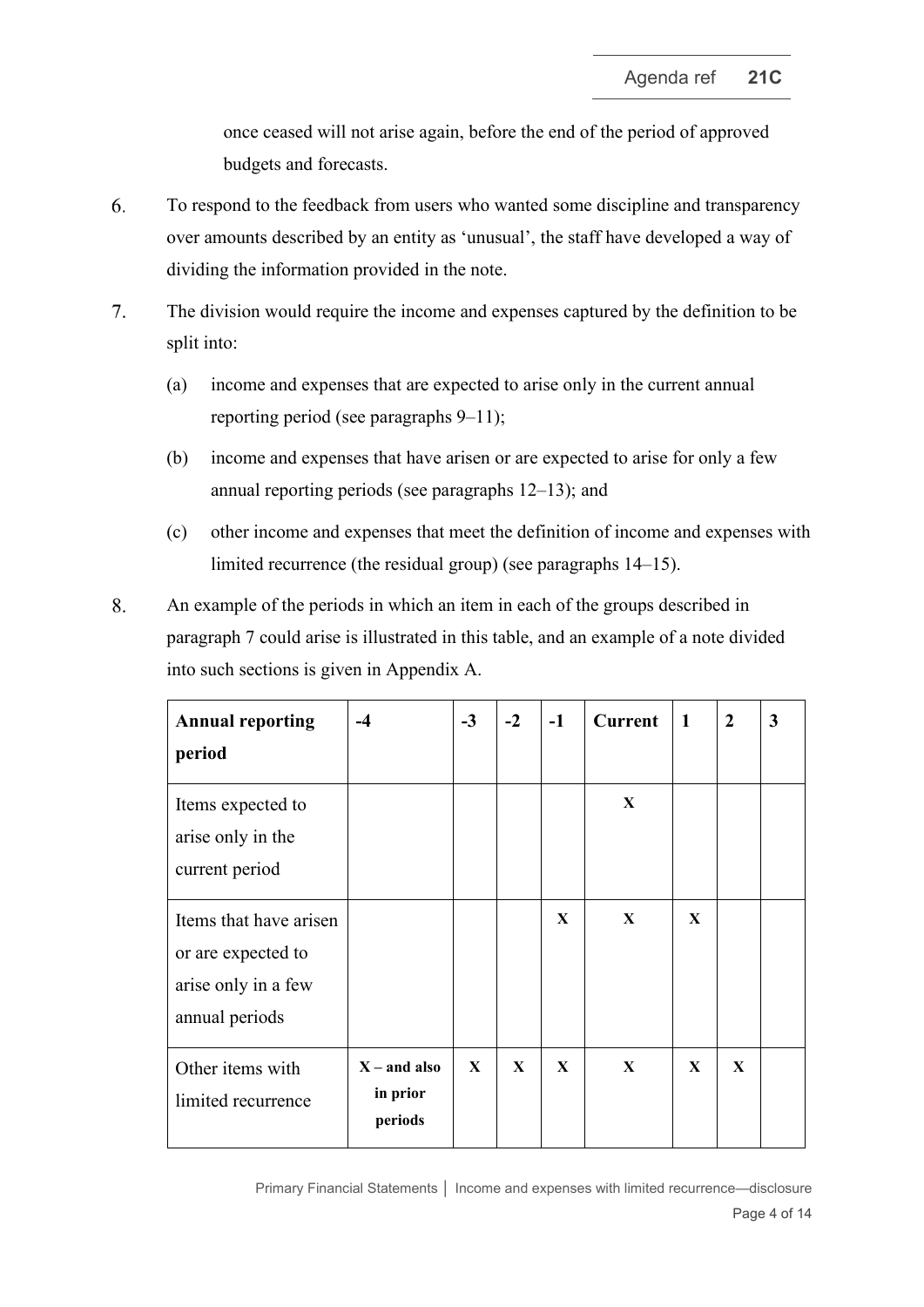once ceased will not arise again, before the end of the period of approved budgets and forecasts.

6. To respond to the feedback from users who wanted some discipline and transparency over amounts described by an entity as 'unusual', the staff have developed a way of dividing the information provided in the note.

7. The division would require the income and expenses captured by the definition to be split into:

   (a) income and expenses that are expected to arise only in the current annual reporting period (see paragraphs 9–11);

   (b) income and expenses that have arisen or are expected to arise for only a few annual reporting periods (see paragraphs 12–13); and

   (c) other income and expenses that meet the definition of income and expenses with limited recurrence (the residual group) (see paragraphs 14–15).

8. An example of the periods in which an item in each of the groups described in paragraph 7 could arise is illustrated in this table, and an example of a note divided into such sections is given in Appendix A.

| Annual reporting period | -4 | -3 | -2 | -1 | Current | 1 | 2 | 3 |
|---|---|---|---|---|---|---|---|---|
| Items expected to arise only in the current period | | | | | X | | | |
| Items that have arisen or are expected to arise only in a few annual periods | | | | X | X | X | | |
| Other items with limited recurrence | X – and also in prior periods | X | X | X | X | X | X | |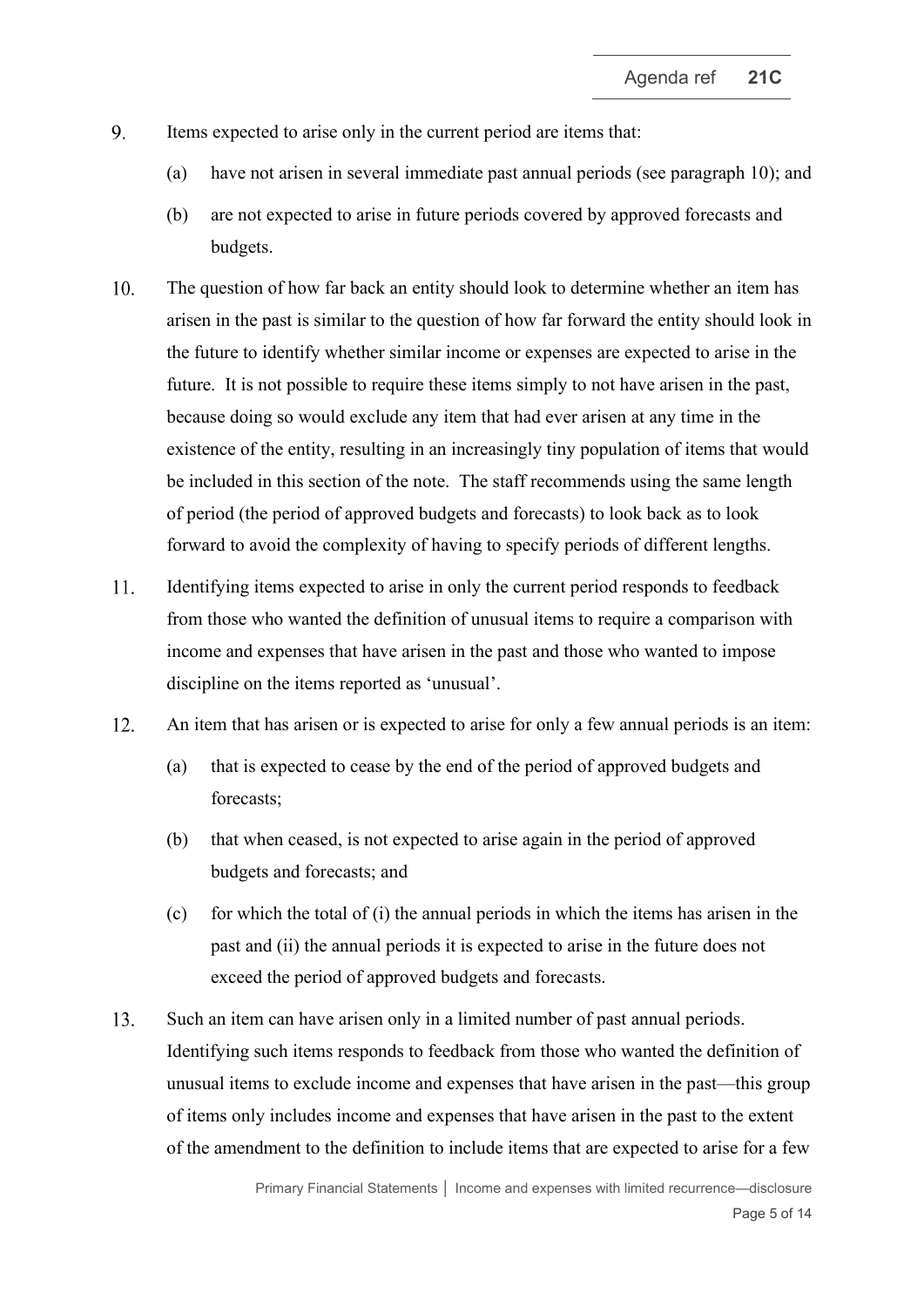9. Items expected to arise only in the current period are items that:

   (a) have not arisen in several immediate past annual periods (see paragraph 10); and

   (b) are not expected to arise in future periods covered by approved forecasts and budgets.

10. The question of how far back an entity should look to determine whether an item has arisen in the past is similar to the question of how far forward the entity should look in the future to identify whether similar income or expenses are expected to arise in the future. It is not possible to require these items simply to not have arisen in the past, because doing so would exclude any item that had ever arisen at any time in the existence of the entity, resulting in an increasingly tiny population of items that would be included in this section of the note. The staff recommends using the same length of period (the period of approved budgets and forecasts) to look back as to look forward to avoid the complexity of having to specify periods of different lengths.

11. Identifying items expected to arise in only the current period responds to feedback from those who wanted the definition of unusual items to require a comparison with income and expenses that have arisen in the past and those who wanted to impose discipline on the items reported as 'unusual'.

12. An item that has arisen or is expected to arise for only a few annual periods is an item:

    (a) that is expected to cease by the end of the period of approved budgets and forecasts;

    (b) that when ceased, is not expected to arise again in the period of approved budgets and forecasts; and

    (c) for which the total of (i) the annual periods in which the items has arisen in the past and (ii) the annual periods it is expected to arise in the future does not exceed the period of approved budgets and forecasts.

13. Such an item can have arisen only in a limited number of past annual periods. Identifying such items responds to feedback from those who wanted the definition of unusual items to exclude income and expenses that have arisen in the past—this group of items only includes income and expenses that have arisen in the past to the extent of the amendment to the definition to include items that are expected to arise for a few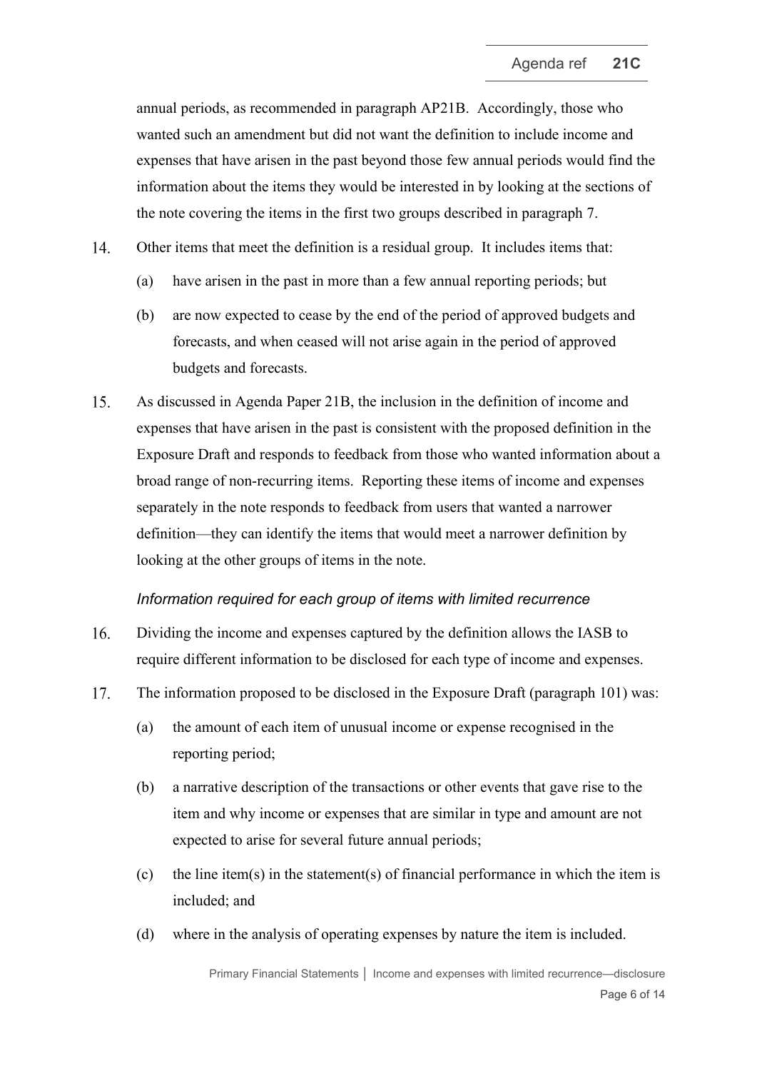annual periods, as recommended in paragraph AP21B. Accordingly, those who wanted such an amendment but did not want the definition to include income and expenses that have arisen in the past beyond those few annual periods would find the information about the items they would be interested in by looking at the sections of the note covering the items in the first two groups described in paragraph 7.

14. Other items that meet the definition is a residual group. It includes items that:

    (a) have arisen in the past in more than a few annual reporting periods; but

    (b) are now expected to cease by the end of the period of approved budgets and forecasts, and when ceased will not arise again in the period of approved budgets and forecasts.

15. As discussed in Agenda Paper 21B, the inclusion in the definition of income and expenses that have arisen in the past is consistent with the proposed definition in the Exposure Draft and responds to feedback from those who wanted information about a broad range of non-recurring items. Reporting these items of income and expenses separately in the note responds to feedback from users that wanted a narrower definition—they can identify the items that would meet a narrower definition by looking at the other groups of items in the note.

*Information required for each group of items with limited recurrence*

16. Dividing the income and expenses captured by the definition allows the IASB to require different information to be disclosed for each type of income and expenses.

17. The information proposed to be disclosed in the Exposure Draft (paragraph 101) was:

    (a) the amount of each item of unusual income or expense recognised in the reporting period;

    (b) a narrative description of the transactions or other events that gave rise to the item and why income or expenses that are similar in type and amount are not expected to arise for several future annual periods;

    (c) the line item(s) in the statement(s) of financial performance in which the item is included; and

    (d) where in the analysis of operating expenses by nature the item is included.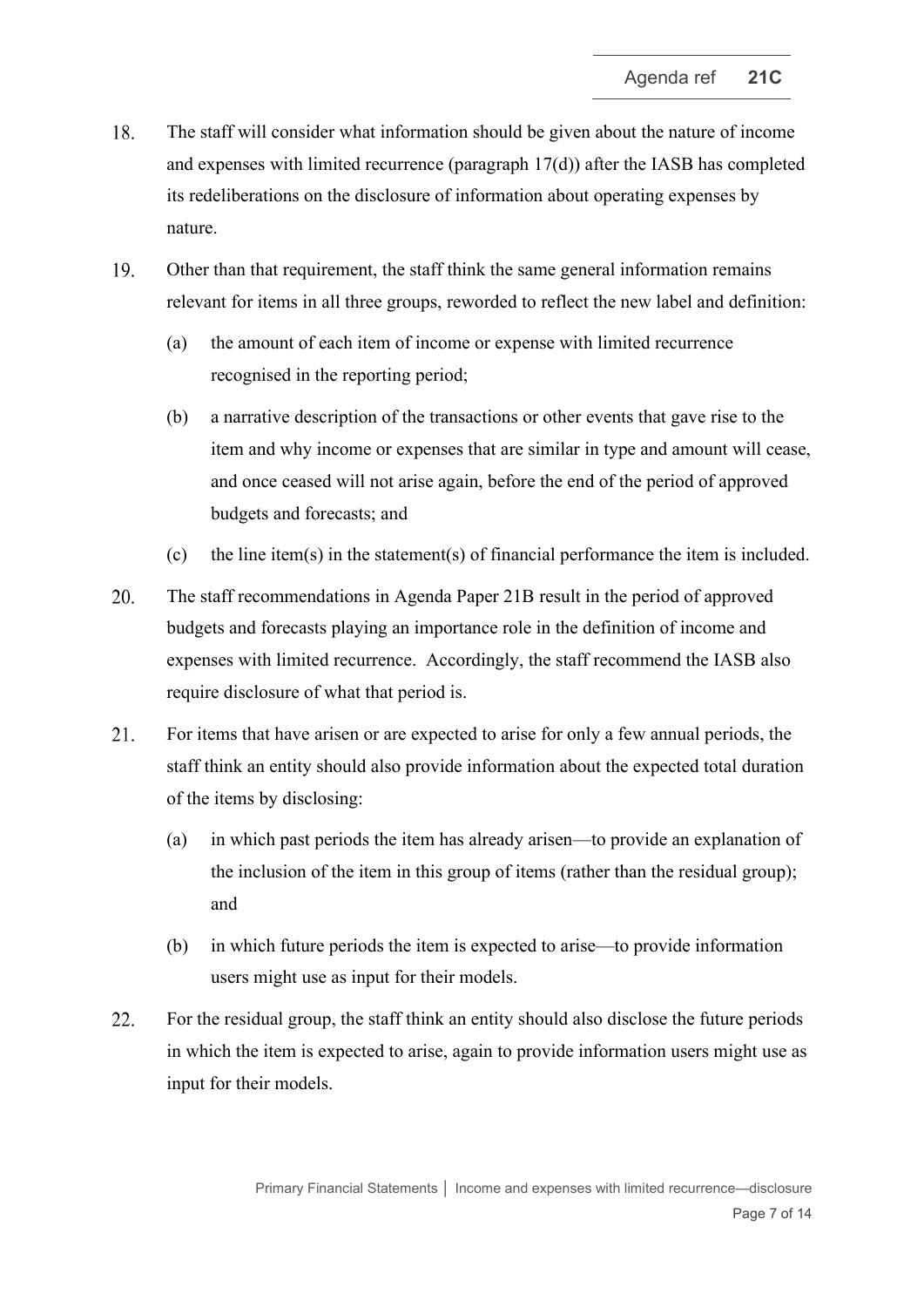18. The staff will consider what information should be given about the nature of income and expenses with limited recurrence (paragraph 17(d)) after the IASB has completed its redeliberations on the disclosure of information about operating expenses by nature.

19. Other than that requirement, the staff think the same general information remains relevant for items in all three groups, reworded to reflect the new label and definition:

    (a) the amount of each item of income or expense with limited recurrence recognised in the reporting period;

    (b) a narrative description of the transactions or other events that gave rise to the item and why income or expenses that are similar in type and amount will cease, and once ceased will not arise again, before the end of the period of approved budgets and forecasts; and

    (c) the line item(s) in the statement(s) of financial performance the item is included.

20. The staff recommendations in Agenda Paper 21B result in the period of approved budgets and forecasts playing an importance role in the definition of income and expenses with limited recurrence. Accordingly, the staff recommend the IASB also require disclosure of what that period is.

21. For items that have arisen or are expected to arise for only a few annual periods, the staff think an entity should also provide information about the expected total duration of the items by disclosing:

    (a) in which past periods the item has already arisen—to provide an explanation of the inclusion of the item in this group of items (rather than the residual group); and

    (b) in which future periods the item is expected to arise—to provide information users might use as input for their models.

22. For the residual group, the staff think an entity should also disclose the future periods in which the item is expected to arise, again to provide information users might use as input for their models.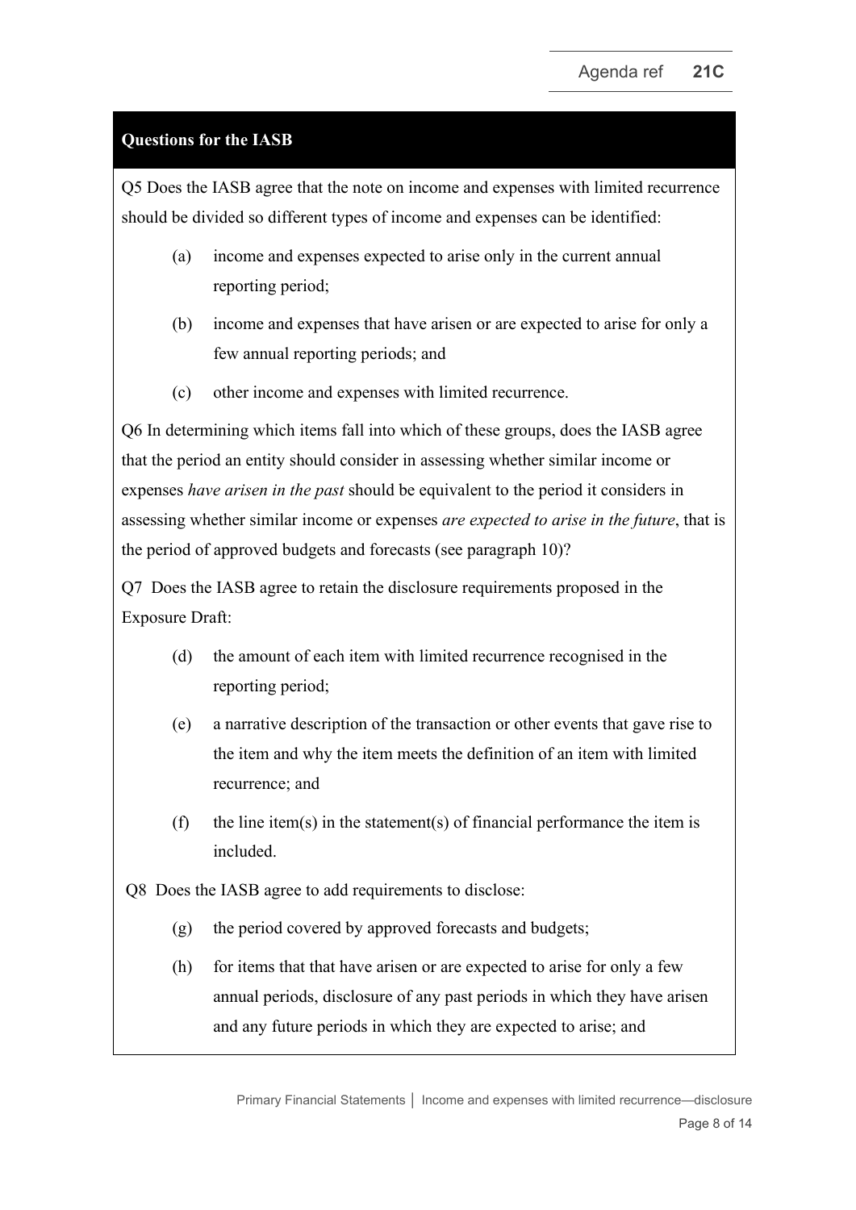**Questions for the IASB**

Q5 Does the IASB agree that the note on income and expenses with limited recurrence should be divided so different types of income and expenses can be identified:

(a) income and expenses expected to arise only in the current annual reporting period;

(b) income and expenses that have arisen or are expected to arise for only a few annual reporting periods; and

(c) other income and expenses with limited recurrence.

Q6 In determining which items fall into which of these groups, does the IASB agree that the period an entity should consider in assessing whether similar income or expenses *have arisen in the past* should be equivalent to the period it considers in assessing whether similar income or expenses *are expected to arise in the future*, that is the period of approved budgets and forecasts (see paragraph 10)?

Q7 Does the IASB agree to retain the disclosure requirements proposed in the Exposure Draft:

(d) the amount of each item with limited recurrence recognised in the reporting period;

(e) a narrative description of the transaction or other events that gave rise to the item and why the item meets the definition of an item with limited recurrence; and

(f) the line item(s) in the statement(s) of financial performance the item is included.

Q8 Does the IASB agree to add requirements to disclose:

(g) the period covered by approved forecasts and budgets;

(h) for items that that have arisen or are expected to arise for only a few annual periods, disclosure of any past periods in which they have arisen and any future periods in which they are expected to arise; and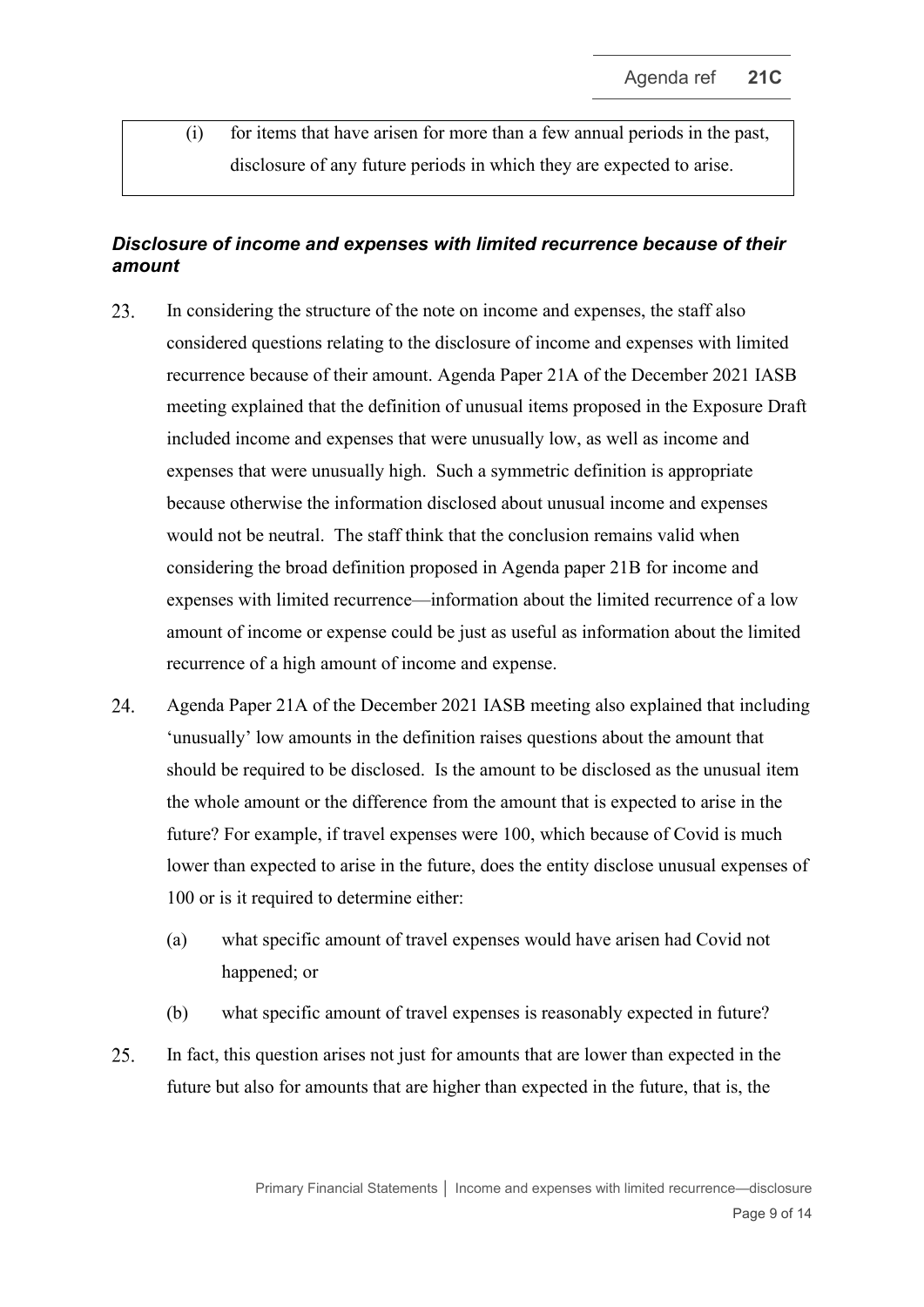(i) for items that have arisen for more than a few annual periods in the past, disclosure of any future periods in which they are expected to arise.

### *Disclosure of income and expenses with limited recurrence because of their amount*

23. In considering the structure of the note on income and expenses, the staff also considered questions relating to the disclosure of income and expenses with limited recurrence because of their amount. Agenda Paper 21A of the December 2021 IASB meeting explained that the definition of unusual items proposed in the Exposure Draft included income and expenses that were unusually low, as well as income and expenses that were unusually high. Such a symmetric definition is appropriate because otherwise the information disclosed about unusual income and expenses would not be neutral. The staff think that the conclusion remains valid when considering the broad definition proposed in Agenda paper 21B for income and expenses with limited recurrence—information about the limited recurrence of a low amount of income or expense could be just as useful as information about the limited recurrence of a high amount of income and expense.

24. Agenda Paper 21A of the December 2021 IASB meeting also explained that including 'unusually' low amounts in the definition raises questions about the amount that should be required to be disclosed. Is the amount to be disclosed as the unusual item the whole amount or the difference from the amount that is expected to arise in the future? For example, if travel expenses were 100, which because of Covid is much lower than expected to arise in the future, does the entity disclose unusual expenses of 100 or is it required to determine either:

    (a) what specific amount of travel expenses would have arisen had Covid not happened; or

    (b) what specific amount of travel expenses is reasonably expected in future?

25. In fact, this question arises not just for amounts that are lower than expected in the future but also for amounts that are higher than expected in the future, that is, the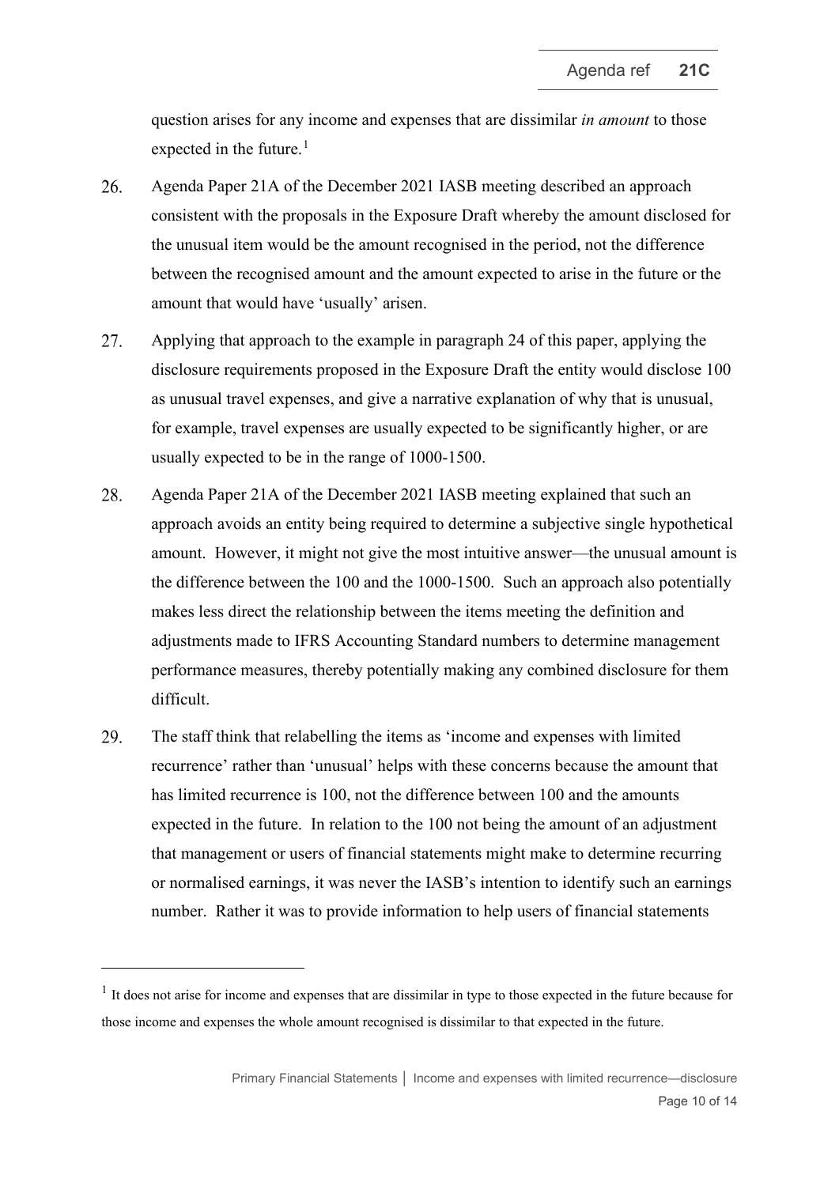question arises for any income and expenses that are dissimilar *in amount* to those expected in the future.[1]

26. Agenda Paper 21A of the December 2021 IASB meeting described an approach consistent with the proposals in the Exposure Draft whereby the amount disclosed for the unusual item would be the amount recognised in the period, not the difference between the recognised amount and the amount expected to arise in the future or the amount that would have 'usually' arisen.

27. Applying that approach to the example in paragraph 24 of this paper, applying the disclosure requirements proposed in the Exposure Draft the entity would disclose 100 as unusual travel expenses, and give a narrative explanation of why that is unusual, for example, travel expenses are usually expected to be significantly higher, or are usually expected to be in the range of 1000-1500.

28. Agenda Paper 21A of the December 2021 IASB meeting explained that such an approach avoids an entity being required to determine a subjective single hypothetical amount. However, it might not give the most intuitive answer—the unusual amount is the difference between the 100 and the 1000-1500. Such an approach also potentially makes less direct the relationship between the items meeting the definition and adjustments made to IFRS Accounting Standard numbers to determine management performance measures, thereby potentially making any combined disclosure for them difficult.

29. The staff think that relabelling the items as 'income and expenses with limited recurrence' rather than 'unusual' helps with these concerns because the amount that has limited recurrence is 100, not the difference between 100 and the amounts expected in the future. In relation to the 100 not being the amount of an adjustment that management or users of financial statements might make to determine recurring or normalised earnings, it was never the IASB's intention to identify such an earnings number. Rather it was to provide information to help users of financial statements

---

[1] It does not arise for income and expenses that are dissimilar in type to those expected in the future because for those income and expenses the whole amount recognised is dissimilar to that expected in the future.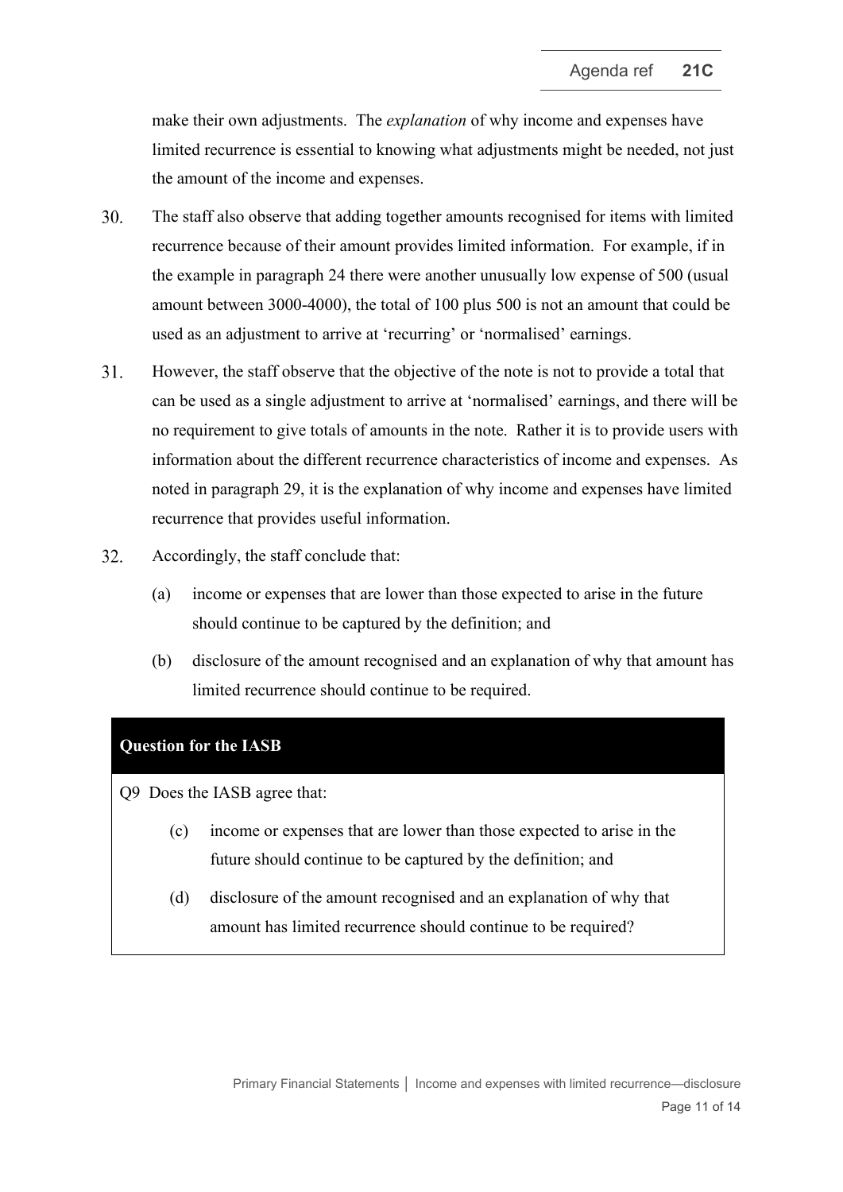make their own adjustments. The *explanation* of why income and expenses have limited recurrence is essential to knowing what adjustments might be needed, not just the amount of the income and expenses.

30. The staff also observe that adding together amounts recognised for items with limited recurrence because of their amount provides limited information. For example, if in the example in paragraph 24 there were another unusually low expense of 500 (usual amount between 3000-4000), the total of 100 plus 500 is not an amount that could be used as an adjustment to arrive at 'recurring' or 'normalised' earnings.

31. However, the staff observe that the objective of the note is not to provide a total that can be used as a single adjustment to arrive at 'normalised' earnings, and there will be no requirement to give totals of amounts in the note. Rather it is to provide users with information about the different recurrence characteristics of income and expenses. As noted in paragraph 29, it is the explanation of why income and expenses have limited recurrence that provides useful information.

32. Accordingly, the staff conclude that:

    (a) income or expenses that are lower than those expected to arise in the future should continue to be captured by the definition; and

    (b) disclosure of the amount recognised and an explanation of why that amount has limited recurrence should continue to be required.

**Question for the IASB**

Q9 Does the IASB agree that:

(c) income or expenses that are lower than those expected to arise in the future should continue to be captured by the definition; and

(d) disclosure of the amount recognised and an explanation of why that amount has limited recurrence should continue to be required?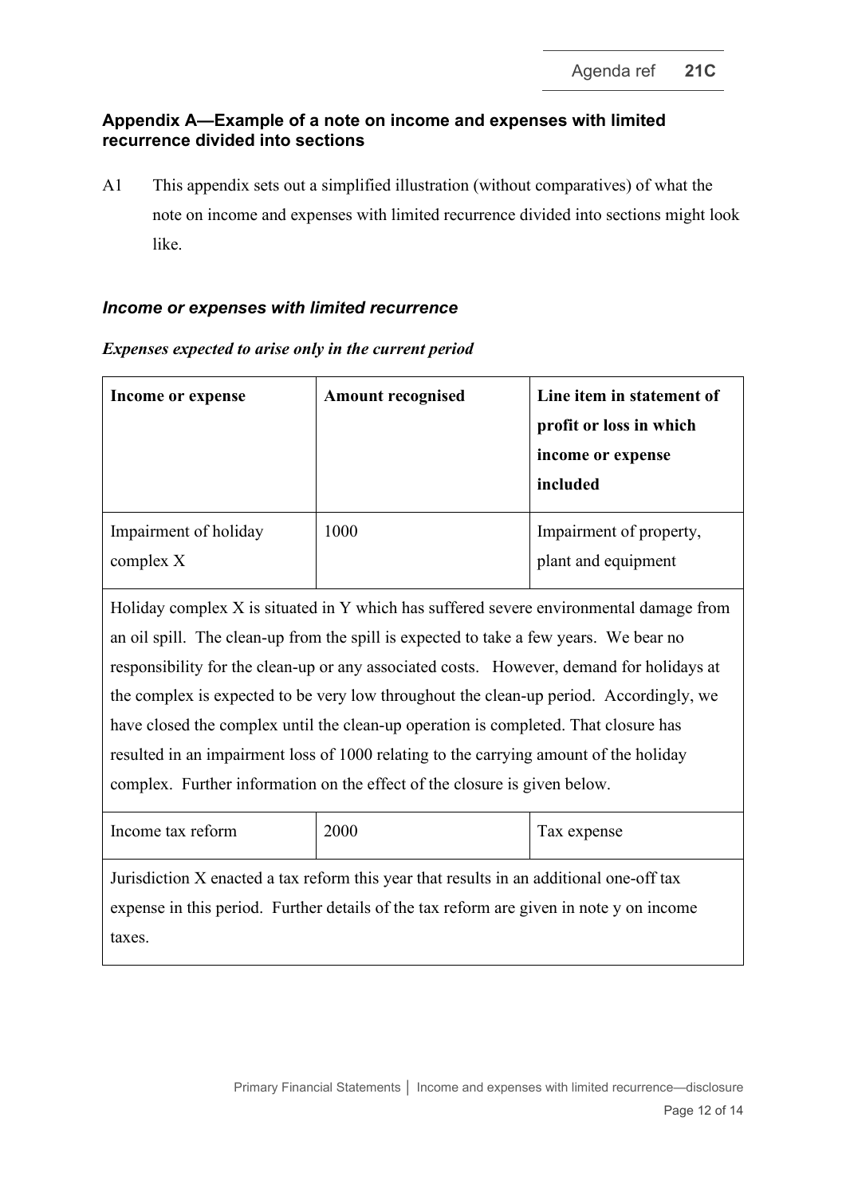## Appendix A—Example of a note on income and expenses with limited recurrence divided into sections

A1 This appendix sets out a simplified illustration (without comparatives) of what the note on income and expenses with limited recurrence divided into sections might look like.

### *Income or expenses with limited recurrence*

***Expenses expected to arise only in the current period***

| **Income or expense** | **Amount recognised** | **Line item in statement of profit or loss in which income or expense included** |
|---|---|---|
| Impairment of holiday complex X | 1000 | Impairment of property, plant and equipment |
| Holiday complex X is situated in Y which has suffered severe environmental damage from an oil spill. The clean-up from the spill is expected to take a few years. We bear no responsibility for the clean-up or any associated costs. However, demand for holidays at the complex is expected to be very low throughout the clean-up period. Accordingly, we have closed the complex until the clean-up operation is completed. That closure has resulted in an impairment loss of 1000 relating to the carrying amount of the holiday complex. Further information on the effect of the closure is given below. | | |
| Income tax reform | 2000 | Tax expense |
| Jurisdiction X enacted a tax reform this year that results in an additional one-off tax expense in this period. Further details of the tax reform are given in note y on income taxes. | | |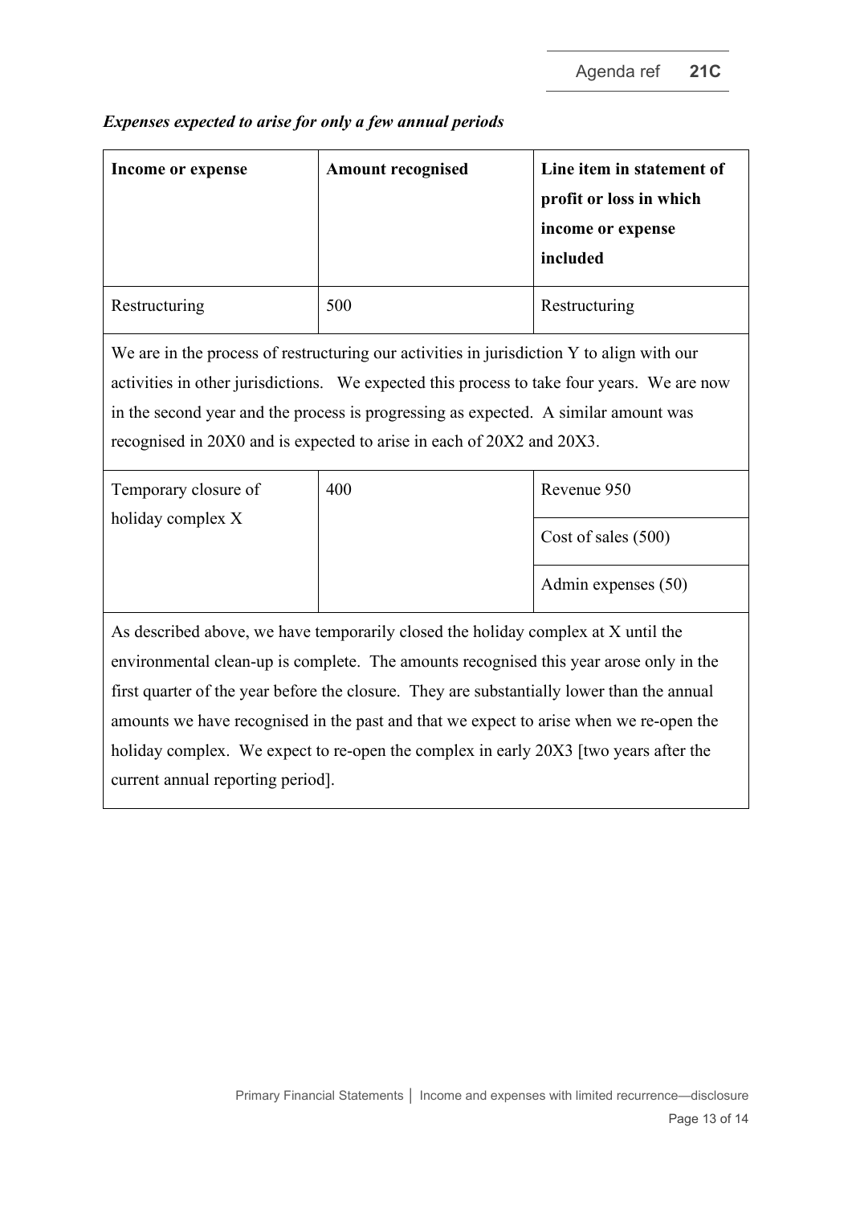*Expenses expected to arise for only a few annual periods*

| Income or expense | Amount recognised | Line item in statement of profit or loss in which income or expense included |
|---|---|---|
| Restructuring | 500 | Restructuring |
| We are in the process of restructuring our activities in jurisdiction Y to align with our activities in other jurisdictions. We expected this process to take four years. We are now in the second year and the process is progressing as expected. A similar amount was recognised in 20X0 and is expected to arise in each of 20X2 and 20X3. | | |
| Temporary closure of holiday complex X | 400 | Revenue 950 |
| | | Cost of sales (500) |
| | | Admin expenses (50) |
| As described above, we have temporarily closed the holiday complex at X until the environmental clean-up is complete. The amounts recognised this year arose only in the first quarter of the year before the closure. They are substantially lower than the annual amounts we have recognised in the past and that we expect to arise when we re-open the holiday complex. We expect to re-open the complex in early 20X3 [two years after the current annual reporting period]. | | |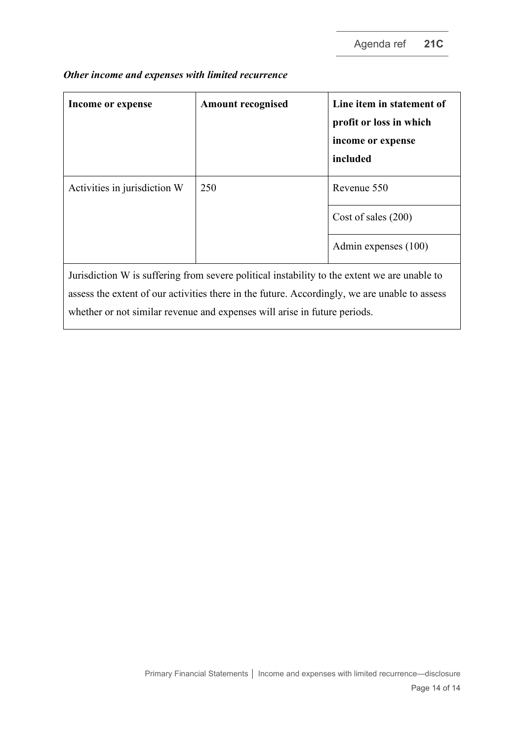*Other income and expenses with limited recurrence*

| Income or expense | Amount recognised | Line item in statement of profit or loss in which income or expense included |
|---|---|---|
| Activities in jurisdiction W | 250 | Revenue 550 |
| | | Cost of sales (200) |
| | | Admin expenses (100) |
| Jurisdiction W is suffering from severe political instability to the extent we are unable to assess the extent of our activities there in the future. Accordingly, we are unable to assess whether or not similar revenue and expenses will arise in future periods. | | |